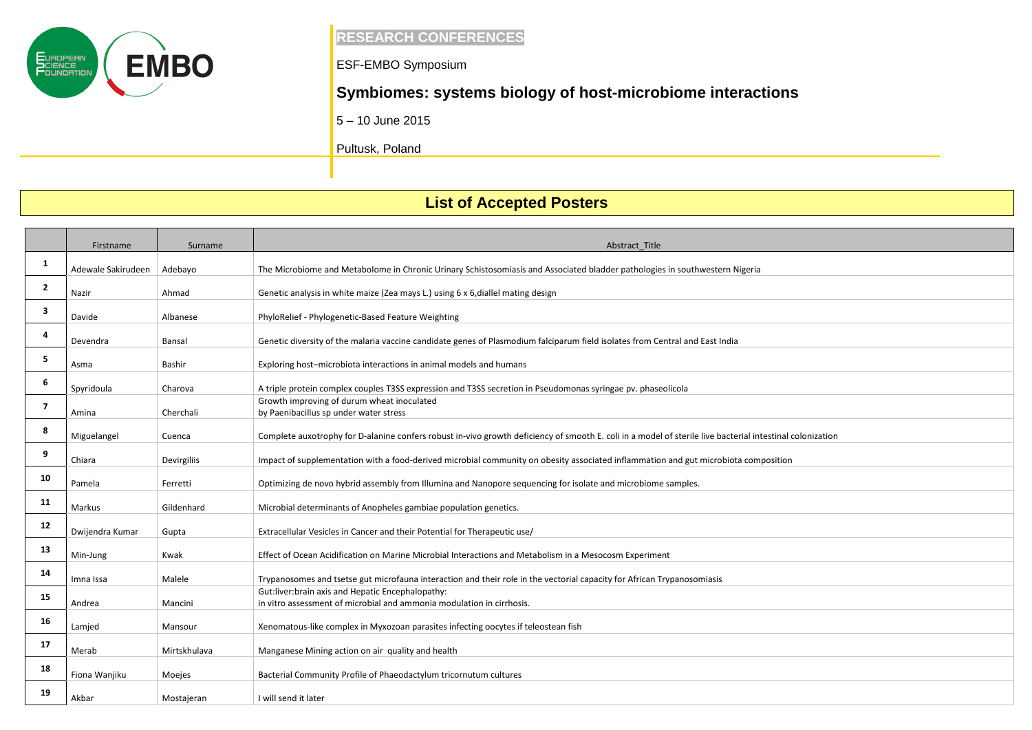RESEARCH CONFERENCES

ESF-EMBO Symposium

# Symbiomes: systems biology of host-microbiome interactions

5 – 10 June 2015

Pultusk, Poland

## List of Accepted Posters

| | Firstname | Surname | Abstract_Title |
|---|---|---|---|
| 1 | Adewale Sakirudeen | Adebayo | The Microbiome and Metabolome in Chronic Urinary Schistosomiasis and Associated bladder pathologies in southwestern Nigeria |
| 2 | Nazir | Ahmad | Genetic analysis in white maize (Zea mays L.) using 6 x 6,diallel mating design |
| 3 | Davide | Albanese | PhyloRelief - Phylogenetic-Based Feature Weighting |
| 4 | Devendra | Bansal | Genetic diversity of the malaria vaccine candidate genes of Plasmodium falciparum field isolates from Central and East India |
| 5 | Asma | Bashir | Exploring host–microbiota interactions in animal models and humans |
| 6 | Spyridoula | Charova | A triple protein complex couples T3SS expression and T3SS secretion in Pseudomonas syringae pv. phaseolicola |
| 7 | Amina | Cherchali | Growth improving of durum wheat inoculated by Paenibacillus sp under water stress |
| 8 | Miguelangel | Cuenca | Complete auxotrophy for D-alanine confers robust in-vivo growth deficiency of smooth E. coli in a model of sterile live bacterial intestinal colonization |
| 9 | Chiara | Devirgiliis | Impact of supplementation with a food-derived microbial community on obesity associated inflammation and gut microbiota composition |
| 10 | Pamela | Ferretti | Optimizing de novo hybrid assembly from Illumina and Nanopore sequencing for isolate and microbiome samples. |
| 11 | Markus | Gildenhard | Microbial determinants of Anopheles gambiae population genetics. |
| 12 | Dwijendra Kumar | Gupta | Extracellular Vesicles in Cancer and their Potential for Therapeutic use/ |
| 13 | Min-Jung | Kwak | Effect of Ocean Acidification on Marine Microbial Interactions and Metabolism in a Mesocosm Experiment |
| 14 | Imna Issa | Malele | Trypanosomes and tsetse gut microfauna interaction and their role in the vectorial capacity for African Trypanosomiasis |
| 15 | Andrea | Mancini | Gut:liver:brain axis and Hepatic Encephalopathy: in vitro assessment of microbial and ammonia modulation in cirrhosis. |
| 16 | Lamjed | Mansour | Xenomatous-like complex in Myxozoan parasites infecting oocytes if teleostean fish |
| 17 | Merab | Mirtskhulava | Manganese Mining action on air quality and health |
| 18 | Fiona Wanjiku | Moejes | Bacterial Community Profile of Phaeodactylum tricornutum cultures |
| 19 | Akbar | Mostajeran | I will send it later |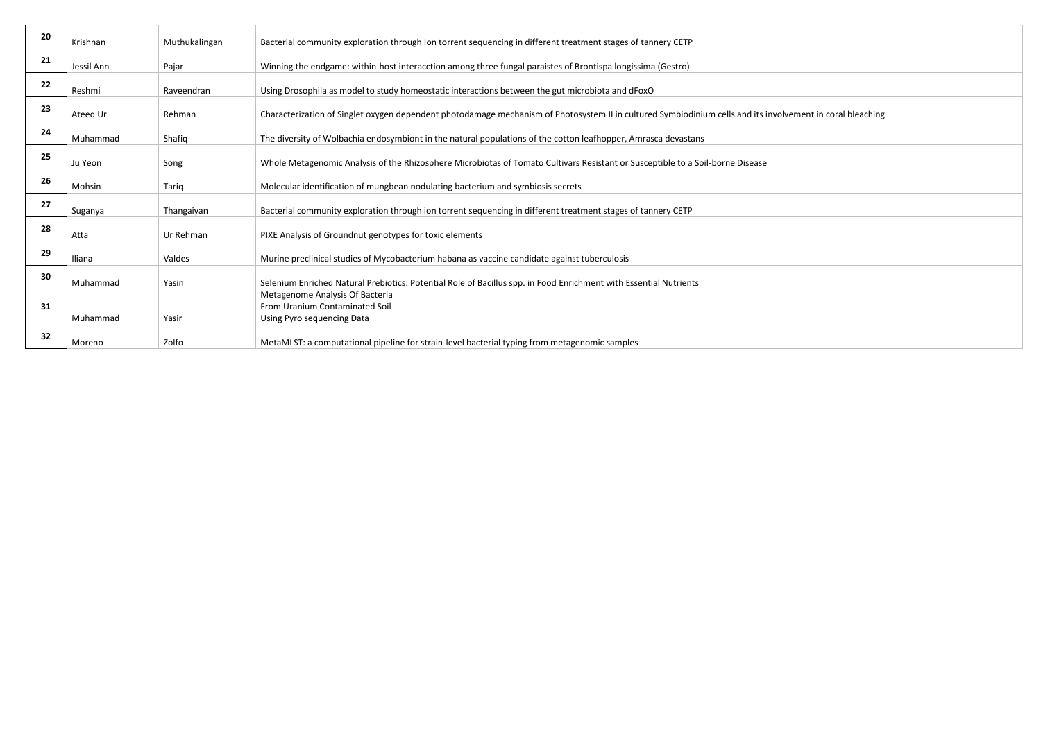| | | | |
|---|---|---|---|
| **20** | Krishnan | Muthukalingan | Bacterial community exploration through Ion torrent sequencing in different treatment stages of tannery CETP |
| **21** | Jessil Ann | Pajar | Winning the endgame: within-host interacction among three fungal paraistes of Brontispa longissima (Gestro) |
| **22** | Reshmi | Raveendran | Using Drosophila as model to study homeostatic interactions between the gut microbiota and dFoxO |
| **23** | Ateeq Ur | Rehman | Characterization of Singlet oxygen dependent photodamage mechanism of Photosystem II in cultured Symbiodinium cells and its involvement in coral bleaching |
| **24** | Muhammad | Shafiq | The diversity of Wolbachia endosymbiont in the natural populations of the cotton leafhopper, Amrasca devastans |
| **25** | Ju Yeon | Song | Whole Metagenomic Analysis of the Rhizosphere Microbiotas of Tomato Cultivars Resistant or Susceptible to a Soil-borne Disease |
| **26** | Mohsin | Tariq | Molecular identification of mungbean nodulating bacterium and symbiosis secrets |
| **27** | Suganya | Thangaiyan | Bacterial community exploration through ion torrent sequencing in different treatment stages of tannery CETP |
| **28** | Atta | Ur Rehman | PIXE Analysis of Groundnut genotypes for toxic elements |
| **29** | Iliana | Valdes | Murine preclinical studies of Mycobacterium habana as vaccine candidate against tuberculosis |
| **30** | Muhammad | Yasin | Selenium Enriched Natural Prebiotics: Potential Role of Bacillus spp. in Food Enrichment with Essential Nutrients |
| **31** | Muhammad | Yasir | Metagenome Analysis Of Bacteria From Uranium Contaminated Soil Using Pyro sequencing Data |
| **32** | Moreno | Zolfo | MetaMLST: a computational pipeline for strain-level bacterial typing from metagenomic samples |